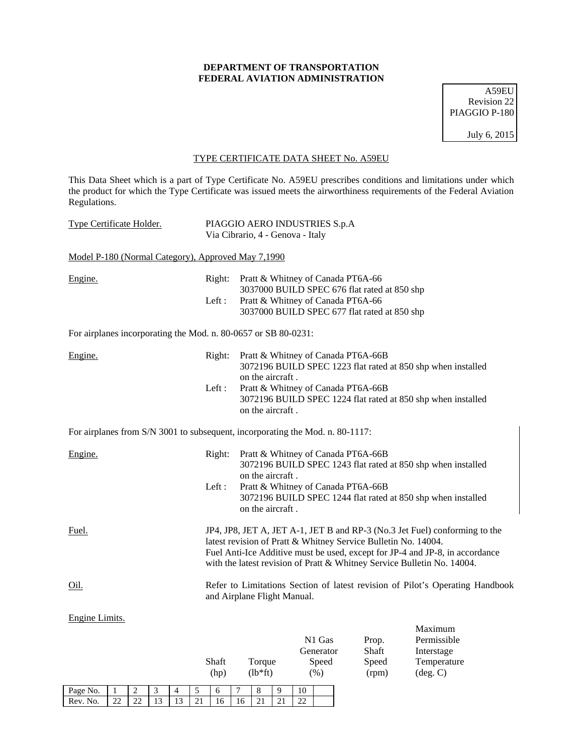**DEPARTMENT OF TRANSPORTATION**
**FEDERAL AVIATION ADMINISTRATION**

A59EU
Revision 22
PIAGGIO P-180

July 6, 2015

TYPE CERTIFICATE DATA SHEET No. A59EU

This Data Sheet which is a part of Type Certificate No. A59EU prescribes conditions and limitations under which the product for which the Type Certificate was issued meets the airworthiness requirements of the Federal Aviation Regulations.

Type Certificate Holder. PIAGGIO AERO INDUSTRIES S.p.A
Via Cibrario, 4 - Genova - Italy

Model P-180 (Normal Category), Approved May 7,1990

Engine.
Right: Pratt & Whitney of Canada PT6A-66
3037000 BUILD SPEC 676 flat rated at 850 shp
Left : Pratt & Whitney of Canada PT6A-66
3037000 BUILD SPEC 677 flat rated at 850 shp

For airplanes incorporating the Mod. n. 80-0657 or SB 80-0231:

Engine.
Right: Pratt & Whitney of Canada PT6A-66B
3072196 BUILD SPEC 1223 flat rated at 850 shp when installed on the aircraft .
Left : Pratt & Whitney of Canada PT6A-66B
3072196 BUILD SPEC 1224 flat rated at 850 shp when installed on the aircraft .

For airplanes from S/N 3001 to subsequent, incorporating the Mod. n. 80-1117:

Engine.
Right: Pratt & Whitney of Canada PT6A-66B
3072196 BUILD SPEC 1243 flat rated at 850 shp when installed on the aircraft .
Left : Pratt & Whitney of Canada PT6A-66B
3072196 BUILD SPEC 1244 flat rated at 850 shp when installed on the aircraft .

Fuel. JP4, JP8, JET A, JET A-1, JET B and RP-3 (No.3 Jet Fuel) conforming to the latest revision of Pratt & Whitney Service Bulletin No. 14004.
Fuel Anti-Ice Additive must be used, except for JP-4 and JP-8, in accordance with the latest revision of Pratt & Whitney Service Bulletin No. 14004.

Oil. Refer to Limitations Section of latest revision of Pilot's Operating Handbook and Airplane Flight Manual.

Engine Limits.

| | Shaft (hp) | Torque (lb*ft) | N1 Gas Generator Speed (%) | Prop. Shaft Speed (rpm) | Maximum Permissible Interstage Temperature (deg. C) |
|---|---|---|---|---|---|

| Page No. | 1 | 2 | 3 | 4 | 5 | 6 | 7 | 8 | 9 | 10 | |
|---|---|---|---|---|---|---|---|---|---|---|---|
| Rev. No. | 22 | 22 | 13 | 13 | 21 | 16 | 16 | 21 | 21 | 22 | |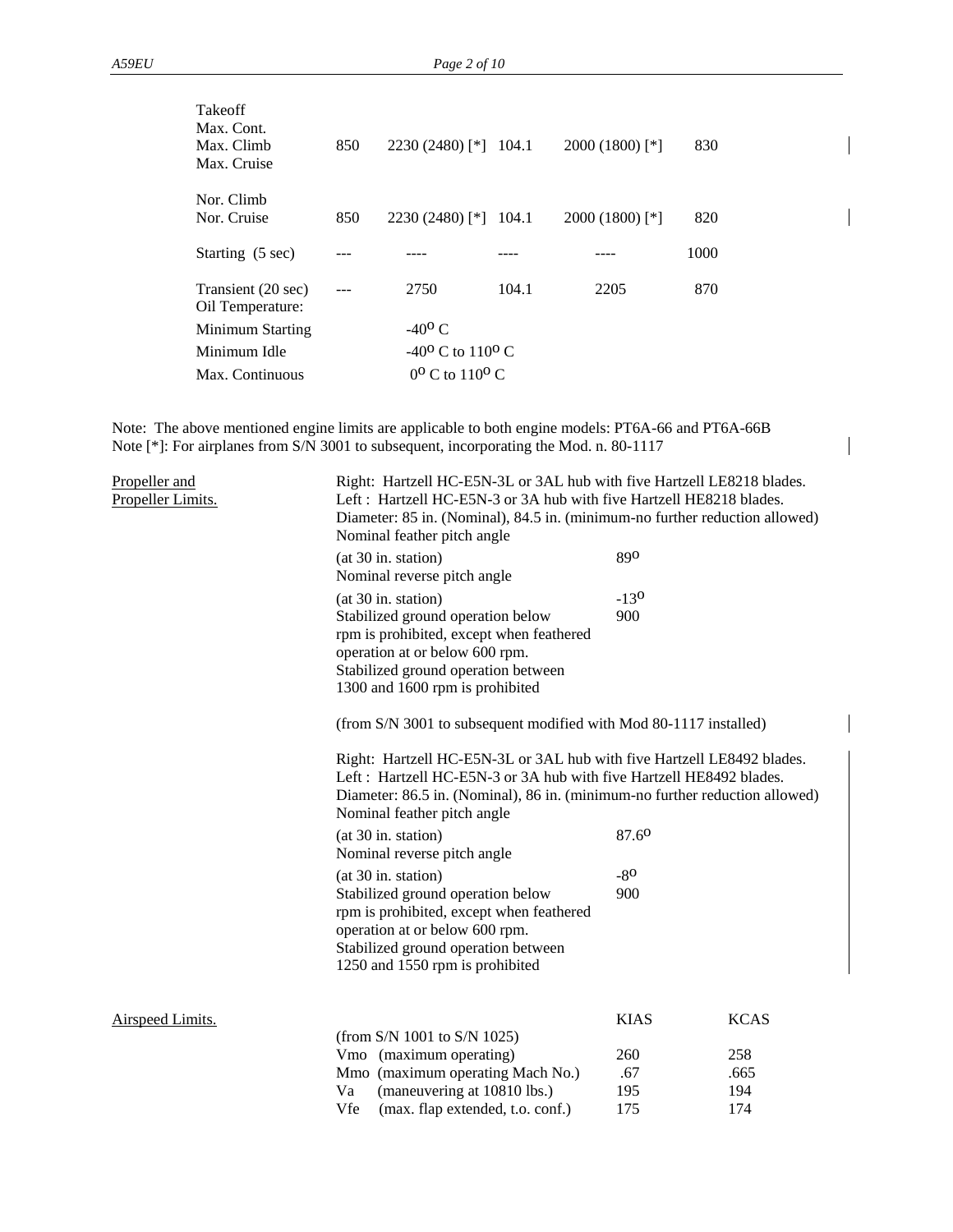| | | | | | |
|---|---|---|---|---|---|
| Takeoff<br>Max. Cont.<br>Max. Climb<br>Max. Cruise | 850 | 2230 (2480) [*] | 104.1 | 2000 (1800) [*] | 830 |
| Nor. Climb<br>Nor. Cruise | 850 | 2230 (2480) [*] | 104.1 | 2000 (1800) [*] | 820 |
| Starting (5 sec) | --- | ---- | ---- | ---- | 1000 |
| Transient (20 sec) | --- | 2750 | 104.1 | 2205 | 870 |

Oil Temperature:

| | |
|---|---|
| Minimum Starting | -40° C |
| Minimum Idle | -40° C to 110° C |
| Max. Continuous | 0° C to 110° C |

Note: The above mentioned engine limits are applicable to both engine models: PT6A-66 and PT6A-66B
Note [*]: For airplanes from S/N 3001 to subsequent, incorporating the Mod. n. 80-1117

Propeller and Propeller Limits.

Right: Hartzell HC-E5N-3L or 3AL hub with five Hartzell LE8218 blades.
Left : Hartzell HC-E5N-3 or 3A hub with five Hartzell HE8218 blades.
Diameter: 85 in. (Nominal), 84.5 in. (minimum-no further reduction allowed)

| | |
|---|---|
| Nominal feather pitch angle (at 30 in. station) | 89° |
| Nominal reverse pitch angle (at 30 in. station) | -13° |
| Stabilized ground operation below rpm is prohibited, except when feathered operation at or below 600 rpm. | 900 |

Stabilized ground operation between 1300 and 1600 rpm is prohibited

(from S/N 3001 to subsequent modified with Mod 80-1117 installed)

Right: Hartzell HC-E5N-3L or 3AL hub with five Hartzell LE8492 blades.
Left : Hartzell HC-E5N-3 or 3A hub with five Hartzell HE8492 blades.
Diameter: 86.5 in. (Nominal), 86 in. (minimum-no further reduction allowed)

| | |
|---|---|
| Nominal feather pitch angle (at 30 in. station) | 87.6° |
| Nominal reverse pitch angle (at 30 in. station) | -8° |
| Stabilized ground operation below rpm is prohibited, except when feathered operation at or below 600 rpm. | 900 |

Stabilized ground operation between 1250 and 1550 rpm is prohibited

Airspeed Limits.

| | KIAS | KCAS |
|---|---|---|
| (from S/N 1001 to S/N 1025) | | |
| Vmo (maximum operating) | 260 | 258 |
| Mmo (maximum operating Mach No.) | .67 | .665 |
| Va (maneuvering at 10810 lbs.) | 195 | 194 |
| Vfe (max. flap extended, t.o. conf.) | 175 | 174 |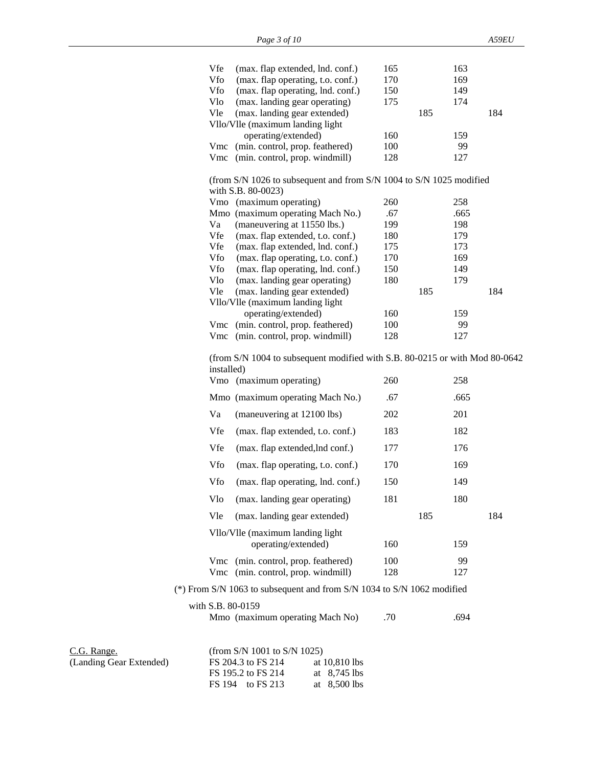| | | | | |
|---|---|---|---|---|
| Vfe (max. flap extended, lnd. conf.) | 165 | | 163 | |
| Vfo (max. flap operating, t.o. conf.) | 170 | | 169 | |
| Vfo (max. flap operating, lnd. conf.) | 150 | | 149 | |
| Vlo (max. landing gear operating) | 175 | | 174 | |
| Vle (max. landing gear extended) | | 185 | | 184 |
| Vllo/Vlle (maximum landing light operating/extended) | 160 | | 159 | |
| Vmc (min. control, prop. feathered) | 100 | | 99 | |
| Vmc (min. control, prop. windmill) | 128 | | 127 | |

(from S/N 1026 to subsequent and from S/N 1004 to S/N 1025 modified with S.B. 80-0023)

| | | | | |
|---|---|---|---|---|
| Vmo (maximum operating) | 260 | | 258 | |
| Mmo (maximum operating Mach No.) | .67 | | .665 | |
| Va (maneuvering at 11550 lbs.) | 199 | | 198 | |
| Vfe (max. flap extended, t.o. conf.) | 180 | | 179 | |
| Vfe (max. flap extended, lnd. conf.) | 175 | | 173 | |
| Vfo (max. flap operating, t.o. conf.) | 170 | | 169 | |
| Vfo (max. flap operating, lnd. conf.) | 150 | | 149 | |
| Vlo (max. landing gear operating) | 180 | | 179 | |
| Vle (max. landing gear extended) | | 185 | | 184 |
| Vllo/Vlle (maximum landing light operating/extended) | 160 | | 159 | |
| Vmc (min. control, prop. feathered) | 100 | | 99 | |
| Vmc (min. control, prop. windmill) | 128 | | 127 | |

(from S/N 1004 to subsequent modified with S.B. 80-0215 or with Mod 80-0642 installed)

| | | | | |
|---|---|---|---|---|
| Vmo (maximum operating) | 260 | | 258 | |
| Mmo (maximum operating Mach No.) | .67 | | .665 | |
| Va (maneuvering at 12100 lbs) | 202 | | 201 | |
| Vfe (max. flap extended, t.o. conf.) | 183 | | 182 | |
| Vfe (max. flap extended,lnd conf.) | 177 | | 176 | |
| Vfo (max. flap operating, t.o. conf.) | 170 | | 169 | |
| Vfo (max. flap operating, lnd. conf.) | 150 | | 149 | |
| Vlo (max. landing gear operating) | 181 | | 180 | |
| Vle (max. landing gear extended) | | 185 | | 184 |
| Vllo/Vlle (maximum landing light operating/extended) | 160 | | 159 | |
| Vmc (min. control, prop. feathered) | 100 | | 99 | |
| Vmc (min. control, prop. windmill) | 128 | | 127 | |

(*) From S/N 1063 to subsequent and from S/N 1034 to S/N 1062 modified with S.B. 80-0159

| | | |
|---|---|---|
| Mmo (maximum operating Mach No) | .70 | .694 |

**C.G. Range.** (Landing Gear Extended)

(from S/N 1001 to S/N 1025)

| | |
|---|---|
| FS 204.3 to FS 214 | at 10,810 lbs |
| FS 195.2 to FS 214 | at 8,745 lbs |
| FS 194 to FS 213 | at 8,500 lbs |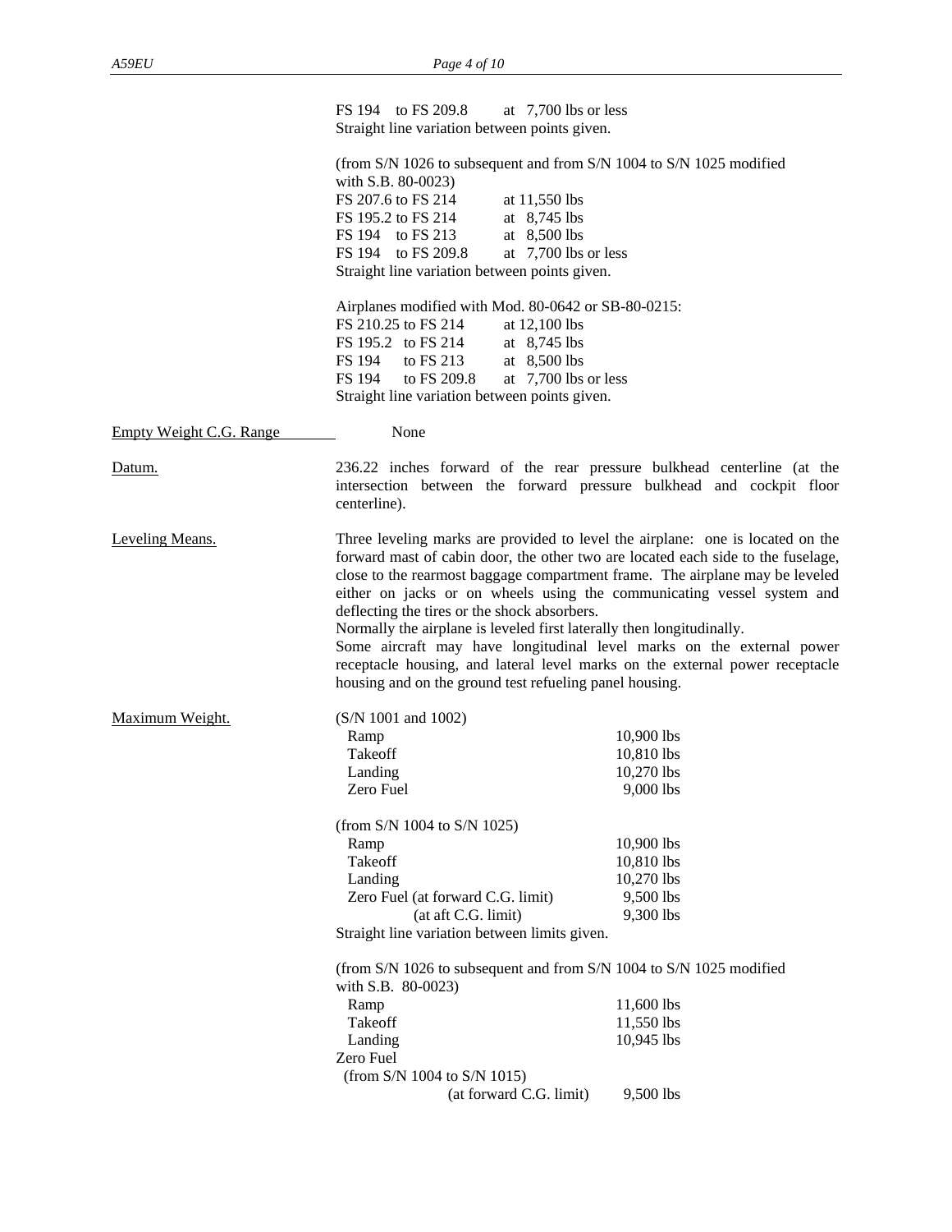FS 194 to FS 209.8 at 7,700 lbs or less
Straight line variation between points given.

(from S/N 1026 to subsequent and from S/N 1004 to S/N 1025 modified with S.B. 80-0023)
FS 207.6 to FS 214 at 11,550 lbs
FS 195.2 to FS 214 at 8,745 lbs
FS 194 to FS 213 at 8,500 lbs
FS 194 to FS 209.8 at 7,700 lbs or less
Straight line variation between points given.

Airplanes modified with Mod. 80-0642 or SB-80-0215:
FS 210.25 to FS 214 at 12,100 lbs
FS 195.2 to FS 214 at 8,745 lbs
FS 194 to FS 213 at 8,500 lbs
FS 194 to FS 209.8 at 7,700 lbs or less
Straight line variation between points given.

Empty Weight C.G. Range — None

Datum. — 236.22 inches forward of the rear pressure bulkhead centerline (at the intersection between the forward pressure bulkhead and cockpit floor centerline).

Leveling Means. — Three leveling marks are provided to level the airplane: one is located on the forward mast of cabin door, the other two are located each side to the fuselage, close to the rearmost baggage compartment frame. The airplane may be leveled either on jacks or on wheels using the communicating vessel system and deflecting the tires or the shock absorbers.
Normally the airplane is leveled first laterally then longitudinally.
Some aircraft may have longitudinal level marks on the external power receptacle housing, and lateral level marks on the external power receptacle housing and on the ground test refueling panel housing.

Maximum Weight.

(S/N 1001 and 1002)

| | |
|---|---|
| Ramp | 10,900 lbs |
| Takeoff | 10,810 lbs |
| Landing | 10,270 lbs |
| Zero Fuel | 9,000 lbs |

(from S/N 1004 to S/N 1025)

| | |
|---|---|
| Ramp | 10,900 lbs |
| Takeoff | 10,810 lbs |
| Landing | 10,270 lbs |
| Zero Fuel (at forward C.G. limit) | 9,500 lbs |
| (at aft C.G. limit) | 9,300 lbs |

Straight line variation between limits given.

(from S/N 1026 to subsequent and from S/N 1004 to S/N 1025 modified with S.B. 80-0023)

| | |
|---|---|
| Ramp | 11,600 lbs |
| Takeoff | 11,550 lbs |
| Landing | 10,945 lbs |

Zero Fuel
(from S/N 1004 to S/N 1015)
(at forward C.G. limit) 9,500 lbs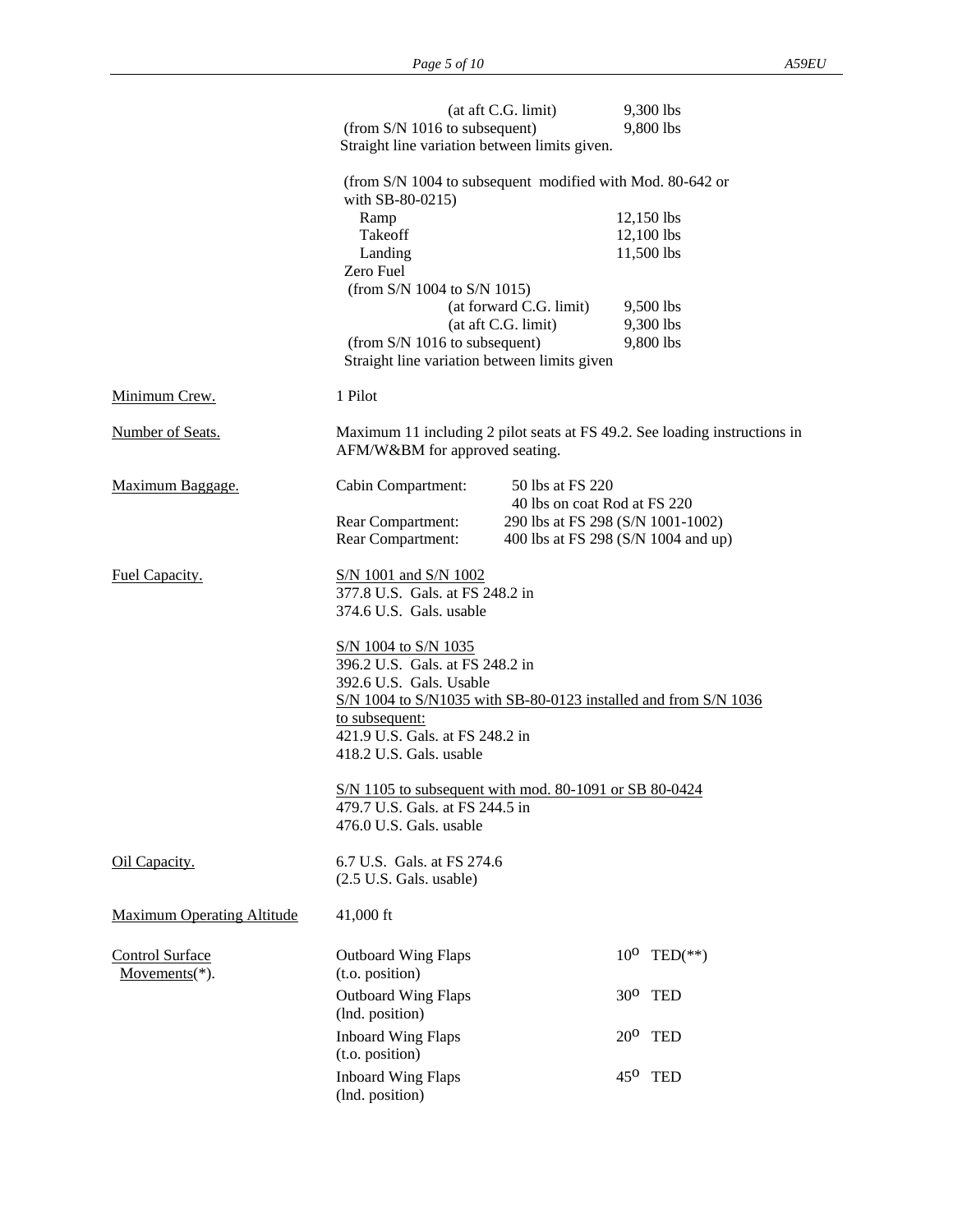| | | |
|---|---|---|
| | (at aft C.G. limit) | 9,300 lbs |
| | (from S/N 1016 to subsequent) | 9,800 lbs |
| | Straight line variation between limits given. | |
| | (from S/N 1004 to subsequent modified with Mod. 80-642 or with SB-80-0215) | |
| | Ramp | 12,150 lbs |
| | Takeoff | 12,100 lbs |
| | Landing | 11,500 lbs |
| | Zero Fuel | |
| | (from S/N 1004 to S/N 1015) | |
| | (at forward C.G. limit) | 9,500 lbs |
| | (at aft C.G. limit) | 9,300 lbs |
| | (from S/N 1016 to subsequent) | 9,800 lbs |
| | Straight line variation between limits given | |
| <u>Minimum Crew.</u> | 1 Pilot | |
| <u>Number of Seats.</u> | Maximum 11 including 2 pilot seats at FS 49.2. See loading instructions in AFM/W&BM for approved seating. | |
| <u>Maximum Baggage.</u> | Cabin Compartment: | 50 lbs at FS 220<br>40 lbs on coat Rod at FS 220 |
| | Rear Compartment: | 290 lbs at FS 298 (S/N 1001-1002) |
| | Rear Compartment: | 400 lbs at FS 298 (S/N 1004 and up) |
| <u>Fuel Capacity.</u> | <u>S/N 1001 and S/N 1002</u><br>377.8 U.S. Gals. at FS 248.2 in<br>374.6 U.S. Gals. usable | |
| | <u>S/N 1004 to S/N 1035</u><br>396.2 U.S. Gals. at FS 248.2 in<br>392.6 U.S. Gals. Usable | |
| | <u>S/N 1004 to S/N1035 with SB-80-0123 installed and from S/N 1036 to subsequent:</u><br>421.9 U.S. Gals. at FS 248.2 in<br>418.2 U.S. Gals. usable | |
| | <u>S/N 1105 to subsequent with mod. 80-1091 or SB 80-0424</u><br>479.7 U.S. Gals. at FS 244.5 in<br>476.0 U.S. Gals. usable | |
| <u>Oil Capacity.</u> | 6.7 U.S. Gals. at FS 274.6<br>(2.5 U.S. Gals. usable) | |
| <u>Maximum Operating Altitude</u> | 41,000 ft | |
| <u>Control Surface Movements(*).</u> | Outboard Wing Flaps (t.o. position) | $10^{o}$ TED(**) |
| | Outboard Wing Flaps (lnd. position) | $30^{o}$ TED |
| | Inboard Wing Flaps (t.o. position) | $20^{o}$ TED |
| | Inboard Wing Flaps (lnd. position) | $45^{o}$ TED |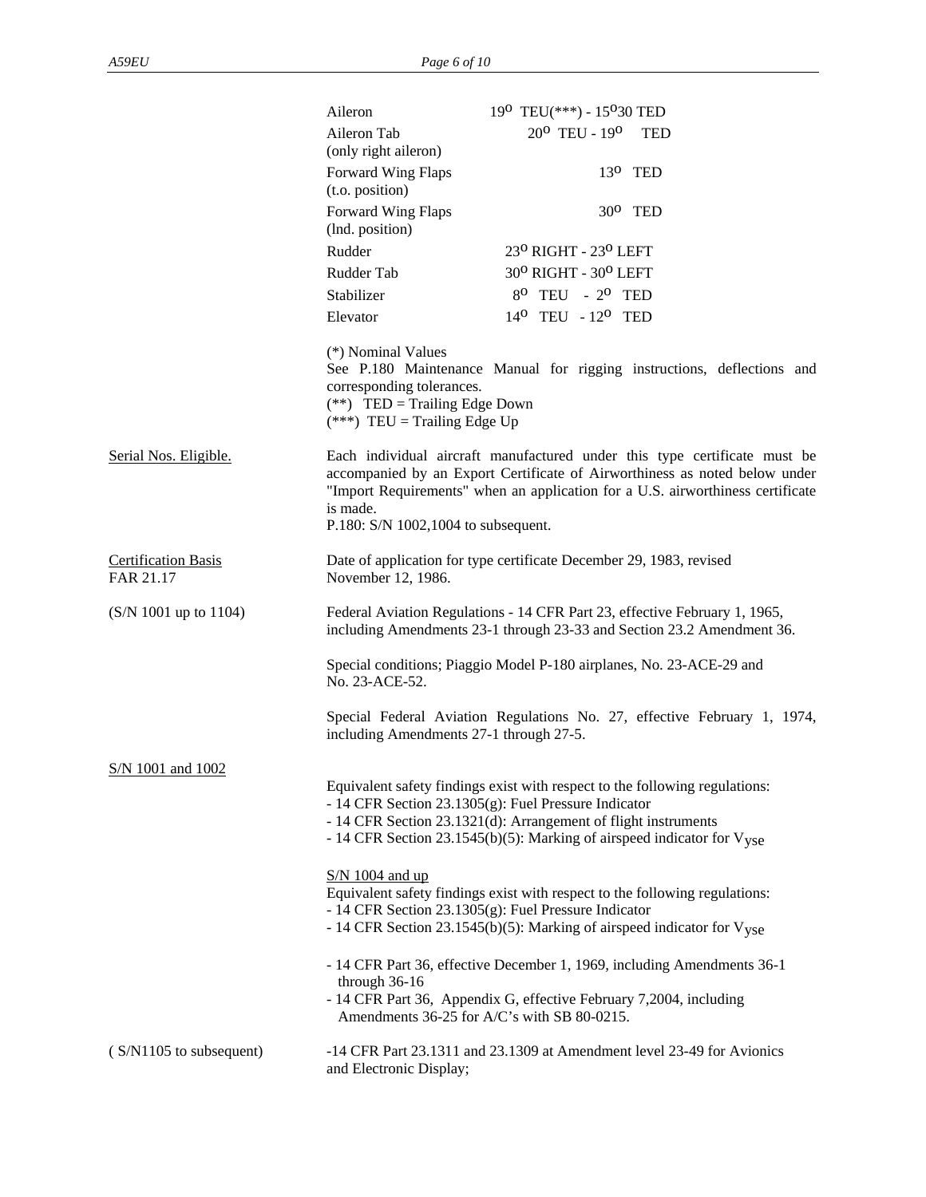| | |
|---|---|
| Aileron | 19° TEU(***) - 15°30 TED |
| Aileron Tab (only right aileron) | 20° TEU - 19° TED |
| Forward Wing Flaps (t.o. position) | 13° TED |
| Forward Wing Flaps (lnd. position) | 30° TED |
| Rudder | 23° RIGHT - 23° LEFT |
| Rudder Tab | 30° RIGHT - 30° LEFT |
| Stabilizer | 8° TEU - 2° TED |
| Elevator | 14° TEU - 12° TED |

(*) Nominal Values
See P.180 Maintenance Manual for rigging instructions, deflections and corresponding tolerances.
(**) TED = Trailing Edge Down
(***) TEU = Trailing Edge Up

Serial Nos. Eligible.

Each individual aircraft manufactured under this type certificate must be accompanied by an Export Certificate of Airworthiness as noted below under "Import Requirements" when an application for a U.S. airworthiness certificate is made.
P.180: S/N 1002,1004 to subsequent.

Certification Basis
FAR 21.17

Date of application for type certificate December 29, 1983, revised November 12, 1986.

(S/N 1001 up to 1104)

Federal Aviation Regulations - 14 CFR Part 23, effective February 1, 1965, including Amendments 23-1 through 23-33 and Section 23.2 Amendment 36.

Special conditions; Piaggio Model P-180 airplanes, No. 23-ACE-29 and No. 23-ACE-52.

Special Federal Aviation Regulations No. 27, effective February 1, 1974, including Amendments 27-1 through 27-5.

S/N 1001 and 1002

Equivalent safety findings exist with respect to the following regulations:
- 14 CFR Section 23.1305(g): Fuel Pressure Indicator
- 14 CFR Section 23.1321(d): Arrangement of flight instruments
- 14 CFR Section 23.1545(b)(5): Marking of airspeed indicator for $V_{yse}$

S/N 1004 and up
Equivalent safety findings exist with respect to the following regulations:
- 14 CFR Section 23.1305(g): Fuel Pressure Indicator
- 14 CFR Section 23.1545(b)(5): Marking of airspeed indicator for $V_{yse}$

- 14 CFR Part 36, effective December 1, 1969, including Amendments 36-1 through 36-16
- 14 CFR Part 36, Appendix G, effective February 7,2004, including Amendments 36-25 for A/C's with SB 80-0215.

( S/N1105 to subsequent)

-14 CFR Part 23.1311 and 23.1309 at Amendment level 23-49 for Avionics and Electronic Display;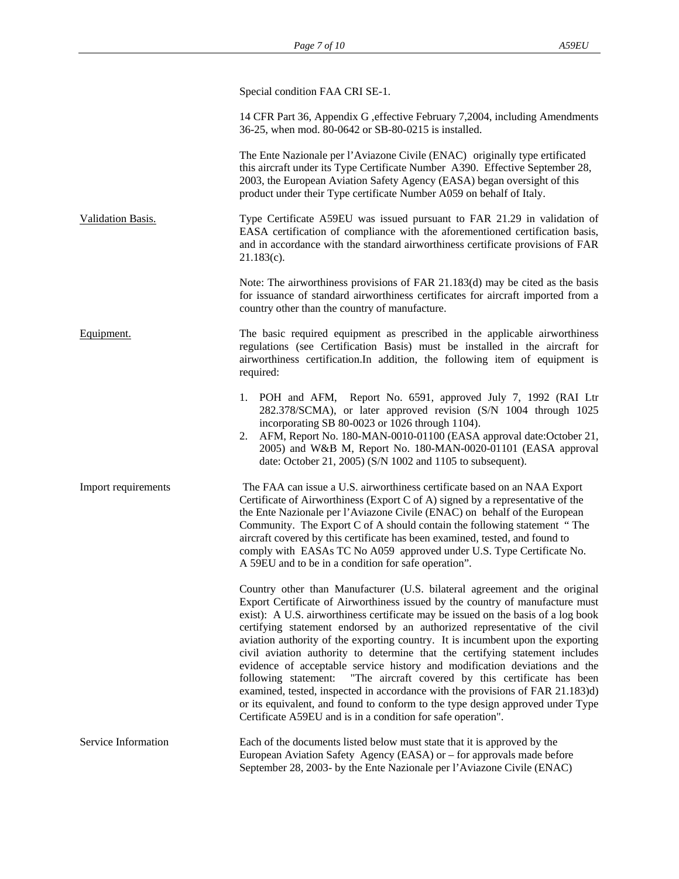Special condition FAA CRI SE-1.

14 CFR Part 36, Appendix G ,effective February 7,2004, including Amendments 36-25, when mod. 80-0642 or SB-80-0215 is installed.

The Ente Nazionale per l'Aviazone Civile (ENAC) originally type ertificated this aircraft under its Type Certificate Number A390. Effective September 28, 2003, the European Aviation Safety Agency (EASA) began oversight of this product under their Type certificate Number A059 on behalf of Italy.

Validation Basis.

Type Certificate A59EU was issued pursuant to FAR 21.29 in validation of EASA certification of compliance with the aforementioned certification basis, and in accordance with the standard airworthiness certificate provisions of FAR 21.183(c).

Note: The airworthiness provisions of FAR 21.183(d) may be cited as the basis for issuance of standard airworthiness certificates for aircraft imported from a country other than the country of manufacture.

Equipment.

The basic required equipment as prescribed in the applicable airworthiness regulations (see Certification Basis) must be installed in the aircraft for airworthiness certification.In addition, the following item of equipment is required:

1. POH and AFM, Report No. 6591, approved July 7, 1992 (RAI Ltr 282.378/SCMA), or later approved revision (S/N 1004 through 1025 incorporating SB 80-0023 or 1026 through 1104).
2. AFM, Report No. 180-MAN-0010-01100 (EASA approval date:October 21, 2005) and W&B M, Report No. 180-MAN-0020-01101 (EASA approval date: October 21, 2005) (S/N 1002 and 1105 to subsequent).

Import requirements

The FAA can issue a U.S. airworthiness certificate based on an NAA Export Certificate of Airworthiness (Export C of A) signed by a representative of the the Ente Nazionale per l'Aviazone Civile (ENAC) on behalf of the European Community. The Export C of A should contain the following statement " The aircraft covered by this certificate has been examined, tested, and found to comply with EASAs TC No A059 approved under U.S. Type Certificate No. A 59EU and to be in a condition for safe operation".

Country other than Manufacturer (U.S. bilateral agreement and the original Export Certificate of Airworthiness issued by the country of manufacture must exist): A U.S. airworthiness certificate may be issued on the basis of a log book certifying statement endorsed by an authorized representative of the civil aviation authority of the exporting country. It is incumbent upon the exporting civil aviation authority to determine that the certifying statement includes evidence of acceptable service history and modification deviations and the following statement: "The aircraft covered by this certificate has been examined, tested, inspected in accordance with the provisions of FAR 21.183)d) or its equivalent, and found to conform to the type design approved under Type Certificate A59EU and is in a condition for safe operation".

Service Information

Each of the documents listed below must state that it is approved by the European Aviation Safety Agency (EASA) or – for approvals made before September 28, 2003- by the Ente Nazionale per l'Aviazone Civile (ENAC)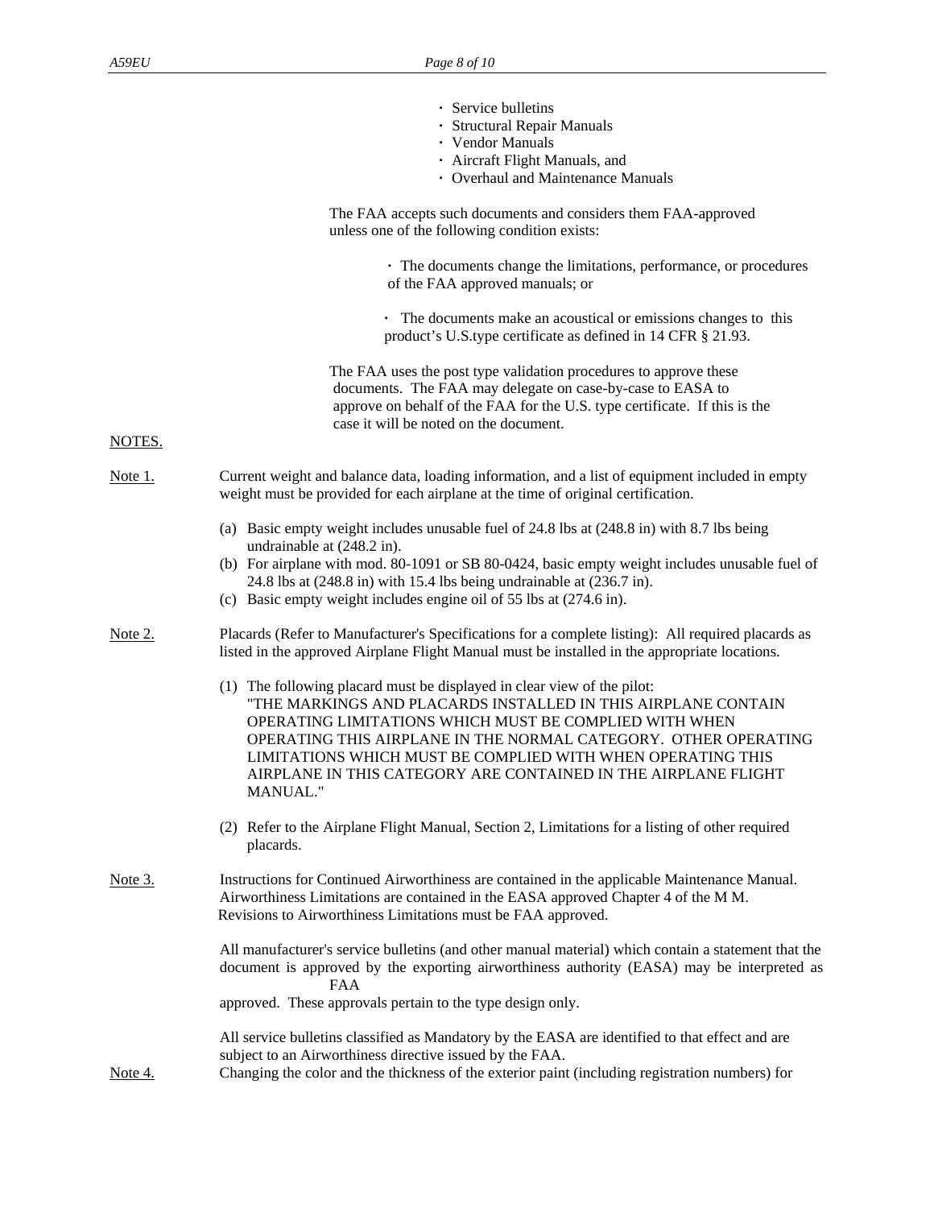- Service bulletins
- Structural Repair Manuals
- Vendor Manuals
- Aircraft Flight Manuals, and
- Overhaul and Maintenance Manuals

The FAA accepts such documents and considers them FAA-approved unless one of the following condition exists:

- The documents change the limitations, performance, or procedures of the FAA approved manuals; or
- The documents make an acoustical or emissions changes to this product's U.S.type certificate as defined in 14 CFR § 21.93.

The FAA uses the post type validation procedures to approve these documents. The FAA may delegate on case-by-case to EASA to approve on behalf of the FAA for the U.S. type certificate. If this is the case it will be noted on the document.

NOTES.

Note 1. Current weight and balance data, loading information, and a list of equipment included in empty weight must be provided for each airplane at the time of original certification.

(a) Basic empty weight includes unusable fuel of 24.8 lbs at (248.8 in) with 8.7 lbs being undrainable at (248.2 in).
(b) For airplane with mod. 80-1091 or SB 80-0424, basic empty weight includes unusable fuel of 24.8 lbs at (248.8 in) with 15.4 lbs being undrainable at (236.7 in).
(c) Basic empty weight includes engine oil of 55 lbs at (274.6 in).

Note 2. Placards (Refer to Manufacturer's Specifications for a complete listing): All required placards as listed in the approved Airplane Flight Manual must be installed in the appropriate locations.

(1) The following placard must be displayed in clear view of the pilot:
"THE MARKINGS AND PLACARDS INSTALLED IN THIS AIRPLANE CONTAIN OPERATING LIMITATIONS WHICH MUST BE COMPLIED WITH WHEN OPERATING THIS AIRPLANE IN THE NORMAL CATEGORY. OTHER OPERATING LIMITATIONS WHICH MUST BE COMPLIED WITH WHEN OPERATING THIS AIRPLANE IN THIS CATEGORY ARE CONTAINED IN THE AIRPLANE FLIGHT MANUAL."

(2) Refer to the Airplane Flight Manual, Section 2, Limitations for a listing of other required placards.

Note 3. Instructions for Continued Airworthiness are contained in the applicable Maintenance Manual. Airworthiness Limitations are contained in the EASA approved Chapter 4 of the M M. Revisions to Airworthiness Limitations must be FAA approved.

All manufacturer's service bulletins (and other manual material) which contain a statement that the document is approved by the exporting airworthiness authority (EASA) may be interpreted as FAA approved. These approvals pertain to the type design only.

All service bulletins classified as Mandatory by the EASA are identified to that effect and are subject to an Airworthiness directive issued by the FAA.

Note 4. Changing the color and the thickness of the exterior paint (including registration numbers) for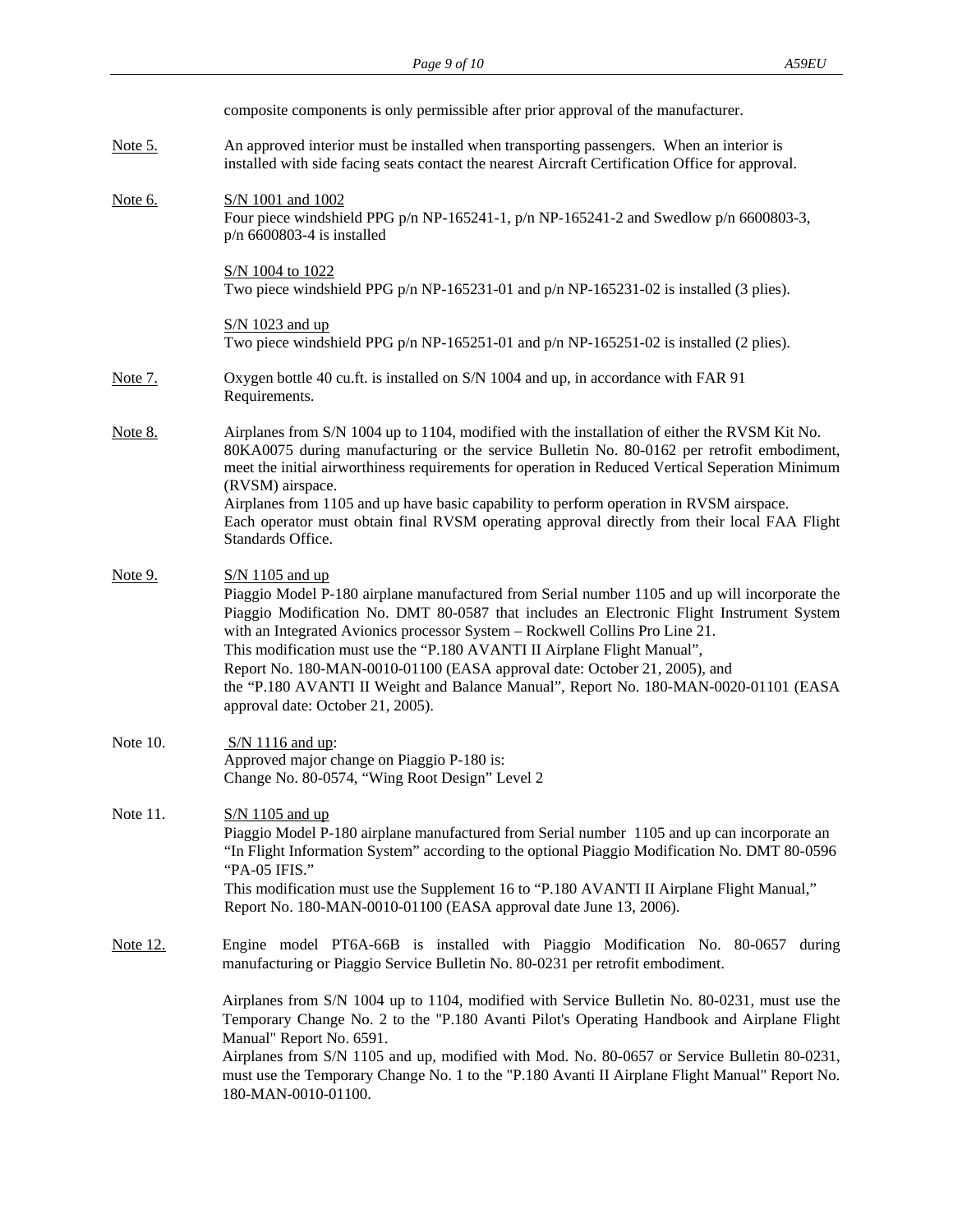composite components is only permissible after prior approval of the manufacturer.

Note 5. An approved interior must be installed when transporting passengers. When an interior is installed with side facing seats contact the nearest Aircraft Certification Office for approval.

Note 6. S/N 1001 and 1002
Four piece windshield PPG p/n NP-165241-1, p/n NP-165241-2 and Swedlow p/n 6600803-3, p/n 6600803-4 is installed

S/N 1004 to 1022
Two piece windshield PPG p/n NP-165231-01 and p/n NP-165231-02 is installed (3 plies).

S/N 1023 and up
Two piece windshield PPG p/n NP-165251-01 and p/n NP-165251-02 is installed (2 plies).

Note 7. Oxygen bottle 40 cu.ft. is installed on S/N 1004 and up, in accordance with FAR 91 Requirements.

Note 8. Airplanes from S/N 1004 up to 1104, modified with the installation of either the RVSM Kit No. 80KA0075 during manufacturing or the service Bulletin No. 80-0162 per retrofit embodiment, meet the initial airworthiness requirements for operation in Reduced Vertical Seperation Minimum (RVSM) airspace.
Airplanes from 1105 and up have basic capability to perform operation in RVSM airspace.
Each operator must obtain final RVSM operating approval directly from their local FAA Flight Standards Office.

Note 9. S/N 1105 and up
Piaggio Model P-180 airplane manufactured from Serial number 1105 and up will incorporate the Piaggio Modification No. DMT 80-0587 that includes an Electronic Flight Instrument System with an Integrated Avionics processor System – Rockwell Collins Pro Line 21.
This modification must use the "P.180 AVANTI II Airplane Flight Manual",
Report No. 180-MAN-0010-01100 (EASA approval date: October 21, 2005), and
the "P.180 AVANTI II Weight and Balance Manual", Report No. 180-MAN-0020-01101 (EASA approval date: October 21, 2005).

Note 10. S/N 1116 and up:
Approved major change on Piaggio P-180 is:
Change No. 80-0574, "Wing Root Design" Level 2

Note 11. S/N 1105 and up
Piaggio Model P-180 airplane manufactured from Serial number 1105 and up can incorporate an "In Flight Information System" according to the optional Piaggio Modification No. DMT 80-0596 "PA-05 IFIS."
This modification must use the Supplement 16 to "P.180 AVANTI II Airplane Flight Manual," Report No. 180-MAN-0010-01100 (EASA approval date June 13, 2006).

Note 12. Engine model PT6A-66B is installed with Piaggio Modification No. 80-0657 during manufacturing or Piaggio Service Bulletin No. 80-0231 per retrofit embodiment.

Airplanes from S/N 1004 up to 1104, modified with Service Bulletin No. 80-0231, must use the Temporary Change No. 2 to the "P.180 Avanti Pilot's Operating Handbook and Airplane Flight Manual" Report No. 6591.
Airplanes from S/N 1105 and up, modified with Mod. No. 80-0657 or Service Bulletin 80-0231, must use the Temporary Change No. 1 to the "P.180 Avanti II Airplane Flight Manual" Report No. 180-MAN-0010-01100.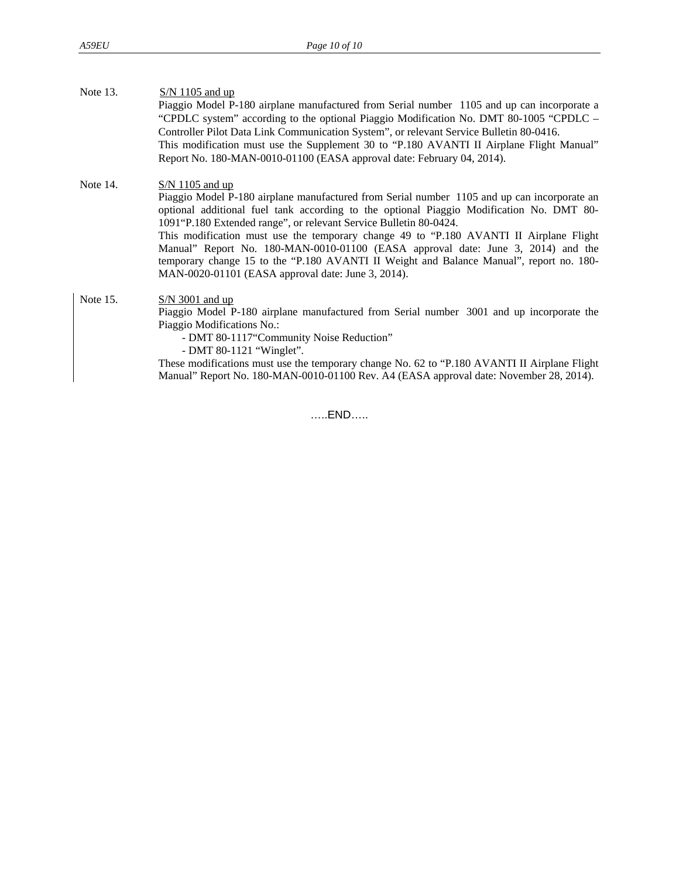Note 13. S/N 1105 and up

Piaggio Model P-180 airplane manufactured from Serial number 1105 and up can incorporate a “CPDLC system” according to the optional Piaggio Modification No. DMT 80-1005 “CPDLC – Controller Pilot Data Link Communication System”, or relevant Service Bulletin 80-0416.
This modification must use the Supplement 30 to “P.180 AVANTI II Airplane Flight Manual” Report No. 180-MAN-0010-01100 (EASA approval date: February 04, 2014).

Note 14. S/N 1105 and up

Piaggio Model P-180 airplane manufactured from Serial number 1105 and up can incorporate an optional additional fuel tank according to the optional Piaggio Modification No. DMT 80-1091“P.180 Extended range”, or relevant Service Bulletin 80-0424.
This modification must use the temporary change 49 to “P.180 AVANTI II Airplane Flight Manual” Report No. 180-MAN-0010-01100 (EASA approval date: June 3, 2014) and the temporary change 15 to the “P.180 AVANTI II Weight and Balance Manual”, report no. 180-MAN-0020-01101 (EASA approval date: June 3, 2014).

Note 15. S/N 3001 and up

Piaggio Model P-180 airplane manufactured from Serial number 3001 and up incorporate the Piaggio Modifications No.:

- DMT 80-1117“Community Noise Reduction”
- DMT 80-1121 “Winglet”.

These modifications must use the temporary change No. 62 to “P.180 AVANTI II Airplane Flight Manual” Report No. 180-MAN-0010-01100 Rev. A4 (EASA approval date: November 28, 2014).

…..END…..